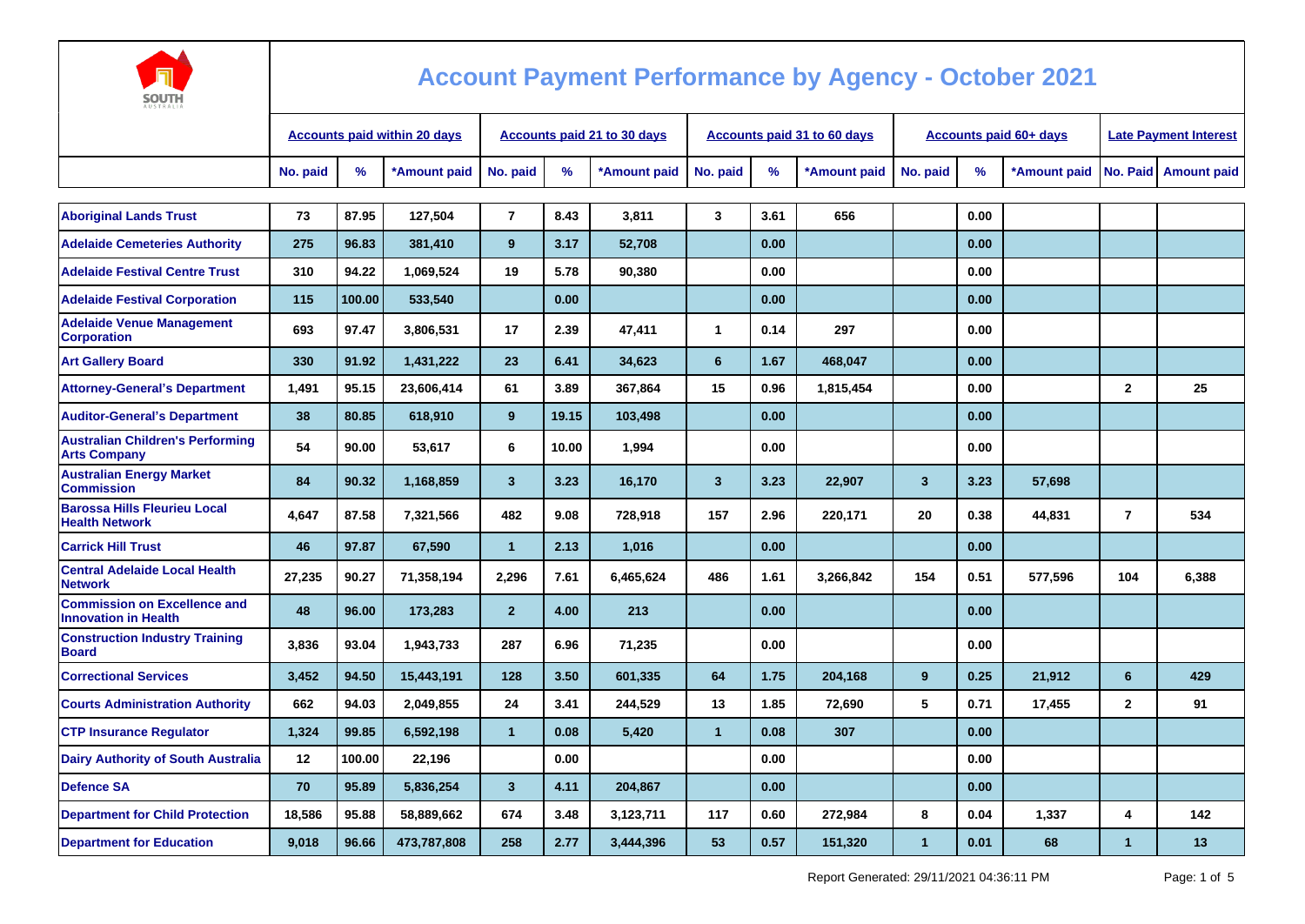# Account Payment Performance by Agency - October 2021

| | Accounts paid within 20 days | | | Accounts paid 21 to 30 days | | | Accounts paid 31 to 60 days | | | Accounts paid 60+ days | | | Late Payment Interest | |
|---|---|---|---|---|---|---|---|---|---|---|---|---|---|---|
| | No. paid | % | *Amount paid | No. paid | % | *Amount paid | No. paid | % | *Amount paid | No. paid | % | *Amount paid | No. Paid | Amount paid |
| Aboriginal Lands Trust | 73 | 87.95 | 127,504 | 7 | 8.43 | 3,811 | 3 | 3.61 | 656 | | 0.00 | | | |
| Adelaide Cemeteries Authority | 275 | 96.83 | 381,410 | 9 | 3.17 | 52,708 | | 0.00 | | | 0.00 | | | |
| Adelaide Festival Centre Trust | 310 | 94.22 | 1,069,524 | 19 | 5.78 | 90,380 | | 0.00 | | | 0.00 | | | |
| Adelaide Festival Corporation | 115 | 100.00 | 533,540 | | 0.00 | | | 0.00 | | | 0.00 | | | |
| Adelaide Venue Management Corporation | 693 | 97.47 | 3,806,531 | 17 | 2.39 | 47,411 | 1 | 0.14 | 297 | | 0.00 | | | |
| Art Gallery Board | 330 | 91.92 | 1,431,222 | 23 | 6.41 | 34,623 | 6 | 1.67 | 468,047 | | 0.00 | | | |
| Attorney-General's Department | 1,491 | 95.15 | 23,606,414 | 61 | 3.89 | 367,864 | 15 | 0.96 | 1,815,454 | | 0.00 | | 2 | 25 |
| Auditor-General's Department | 38 | 80.85 | 618,910 | 9 | 19.15 | 103,498 | | 0.00 | | | 0.00 | | | |
| Australian Children's Performing Arts Company | 54 | 90.00 | 53,617 | 6 | 10.00 | 1,994 | | 0.00 | | | 0.00 | | | |
| Australian Energy Market Commission | 84 | 90.32 | 1,168,859 | 3 | 3.23 | 16,170 | 3 | 3.23 | 22,907 | 3 | 3.23 | 57,698 | | |
| Barossa Hills Fleurieu Local Health Network | 4,647 | 87.58 | 7,321,566 | 482 | 9.08 | 728,918 | 157 | 2.96 | 220,171 | 20 | 0.38 | 44,831 | 7 | 534 |
| Carrick Hill Trust | 46 | 97.87 | 67,590 | 1 | 2.13 | 1,016 | | 0.00 | | | 0.00 | | | |
| Central Adelaide Local Health Network | 27,235 | 90.27 | 71,358,194 | 2,296 | 7.61 | 6,465,624 | 486 | 1.61 | 3,266,842 | 154 | 0.51 | 577,596 | 104 | 6,388 |
| Commission on Excellence and Innovation in Health | 48 | 96.00 | 173,283 | 2 | 4.00 | 213 | | 0.00 | | | 0.00 | | | |
| Construction Industry Training Board | 3,836 | 93.04 | 1,943,733 | 287 | 6.96 | 71,235 | | 0.00 | | | 0.00 | | | |
| Correctional Services | 3,452 | 94.50 | 15,443,191 | 128 | 3.50 | 601,335 | 64 | 1.75 | 204,168 | 9 | 0.25 | 21,912 | 6 | 429 |
| Courts Administration Authority | 662 | 94.03 | 2,049,855 | 24 | 3.41 | 244,529 | 13 | 1.85 | 72,690 | 5 | 0.71 | 17,455 | 2 | 91 |
| CTP Insurance Regulator | 1,324 | 99.85 | 6,592,198 | 1 | 0.08 | 5,420 | 1 | 0.08 | 307 | | 0.00 | | | |
| Dairy Authority of South Australia | 12 | 100.00 | 22,196 | | 0.00 | | | 0.00 | | | 0.00 | | | |
| Defence SA | 70 | 95.89 | 5,836,254 | 3 | 4.11 | 204,867 | | 0.00 | | | 0.00 | | | |
| Department for Child Protection | 18,586 | 95.88 | 58,889,662 | 674 | 3.48 | 3,123,711 | 117 | 0.60 | 272,984 | 8 | 0.04 | 1,337 | 4 | 142 |
| Department for Education | 9,018 | 96.66 | 473,787,808 | 258 | 2.77 | 3,444,396 | 53 | 0.57 | 151,320 | 1 | 0.01 | 68 | 1 | 13 |

Report Generated: 29/11/2021 04:36:11 PM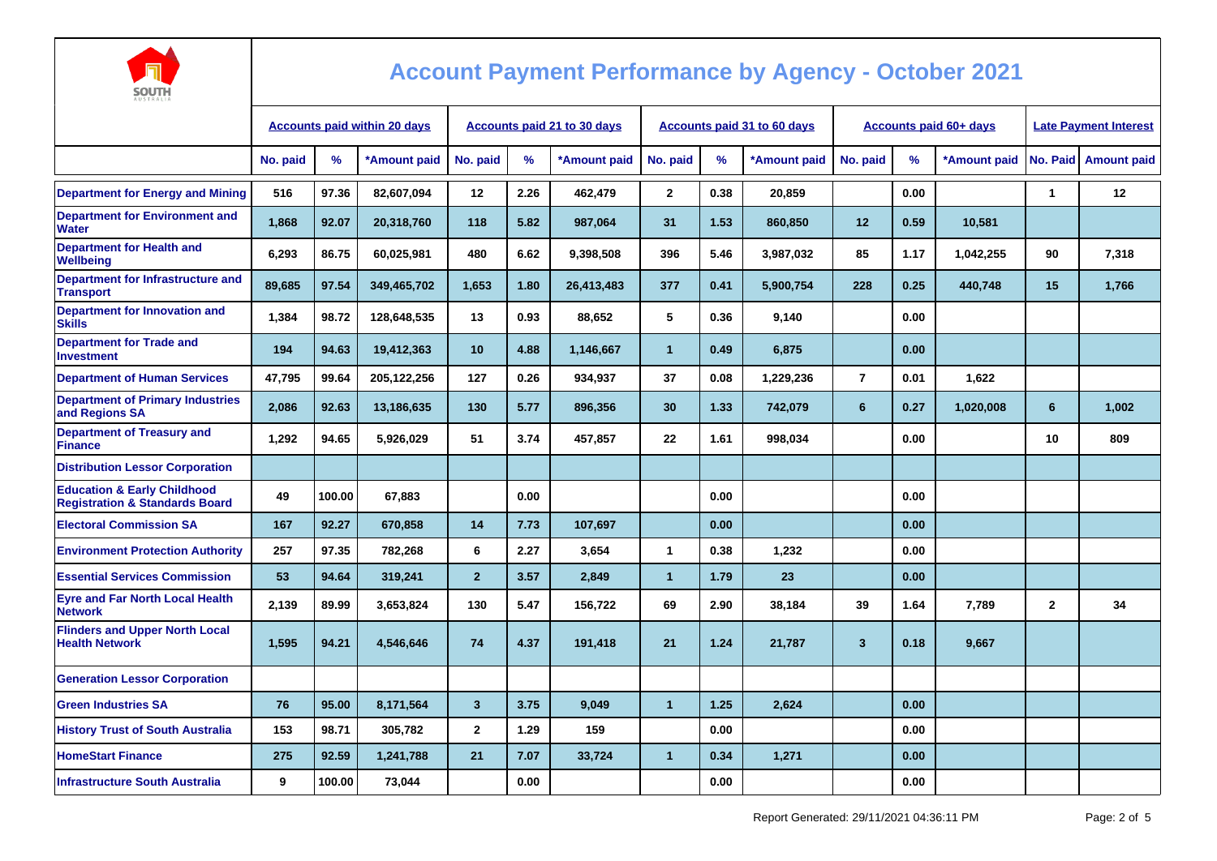# Account Payment Performance by Agency - October 2021

| | Accounts paid within 20 days | | | Accounts paid 21 to 30 days | | | Accounts paid 31 to 60 days | | | Accounts paid 60+ days | | | Late Payment Interest | |
|---|---|---|---|---|---|---|---|---|---|---|---|---|---|---|
| | No. paid | % | *Amount paid | No. paid | % | *Amount paid | No. paid | % | *Amount paid | No. paid | % | *Amount paid | No. Paid | Amount paid |
| Department for Energy and Mining | 516 | 97.36 | 82,607,094 | 12 | 2.26 | 462,479 | 2 | 0.38 | 20,859 | | 0.00 | | 1 | 12 |
| Department for Environment and Water | 1,868 | 92.07 | 20,318,760 | 118 | 5.82 | 987,064 | 31 | 1.53 | 860,850 | 12 | 0.59 | 10,581 | | |
| Department for Health and Wellbeing | 6,293 | 86.75 | 60,025,981 | 480 | 6.62 | 9,398,508 | 396 | 5.46 | 3,987,032 | 85 | 1.17 | 1,042,255 | 90 | 7,318 |
| Department for Infrastructure and Transport | 89,685 | 97.54 | 349,465,702 | 1,653 | 1.80 | 26,413,483 | 377 | 0.41 | 5,900,754 | 228 | 0.25 | 440,748 | 15 | 1,766 |
| Department for Innovation and Skills | 1,384 | 98.72 | 128,648,535 | 13 | 0.93 | 88,652 | 5 | 0.36 | 9,140 | | 0.00 | | | |
| Department for Trade and Investment | 194 | 94.63 | 19,412,363 | 10 | 4.88 | 1,146,667 | 1 | 0.49 | 6,875 | | 0.00 | | | |
| Department of Human Services | 47,795 | 99.64 | 205,122,256 | 127 | 0.26 | 934,937 | 37 | 0.08 | 1,229,236 | 7 | 0.01 | 1,622 | | |
| Department of Primary Industries and Regions SA | 2,086 | 92.63 | 13,186,635 | 130 | 5.77 | 896,356 | 30 | 1.33 | 742,079 | 6 | 0.27 | 1,020,008 | 6 | 1,002 |
| Department of Treasury and Finance | 1,292 | 94.65 | 5,926,029 | 51 | 3.74 | 457,857 | 22 | 1.61 | 998,034 | | 0.00 | | 10 | 809 |
| Distribution Lessor Corporation | | | | | | | | | | | | | | |
| Education & Early Childhood Registration & Standards Board | 49 | 100.00 | 67,883 | | 0.00 | | | 0.00 | | | 0.00 | | | |
| Electoral Commission SA | 167 | 92.27 | 670,858 | 14 | 7.73 | 107,697 | | 0.00 | | | 0.00 | | | |
| Environment Protection Authority | 257 | 97.35 | 782,268 | 6 | 2.27 | 3,654 | 1 | 0.38 | 1,232 | | 0.00 | | | |
| Essential Services Commission | 53 | 94.64 | 319,241 | 2 | 3.57 | 2,849 | 1 | 1.79 | 23 | | 0.00 | | | |
| Eyre and Far North Local Health Network | 2,139 | 89.99 | 3,653,824 | 130 | 5.47 | 156,722 | 69 | 2.90 | 38,184 | 39 | 1.64 | 7,789 | 2 | 34 |
| Flinders and Upper North Local Health Network | 1,595 | 94.21 | 4,546,646 | 74 | 4.37 | 191,418 | 21 | 1.24 | 21,787 | 3 | 0.18 | 9,667 | | |
| Generation Lessor Corporation | | | | | | | | | | | | | | |
| Green Industries SA | 76 | 95.00 | 8,171,564 | 3 | 3.75 | 9,049 | 1 | 1.25 | 2,624 | | 0.00 | | | |
| History Trust of South Australia | 153 | 98.71 | 305,782 | 2 | 1.29 | 159 | | 0.00 | | | 0.00 | | | |
| HomeStart Finance | 275 | 92.59 | 1,241,788 | 21 | 7.07 | 33,724 | 1 | 0.34 | 1,271 | | 0.00 | | | |
| Infrastructure South Australia | 9 | 100.00 | 73,044 | | 0.00 | | | 0.00 | | | 0.00 | | | |

Report Generated: 29/11/2021 04:36:11 PM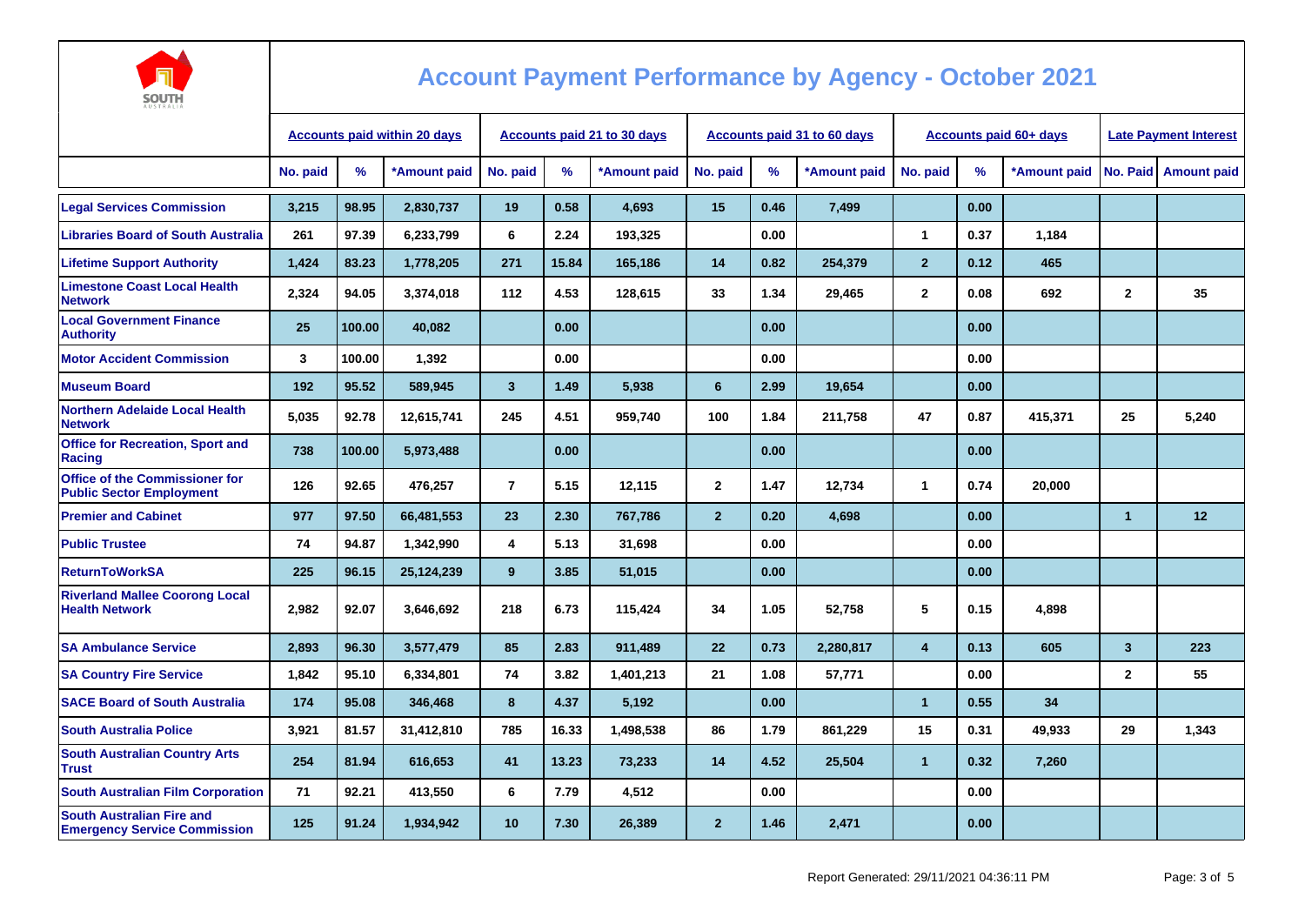# Account Payment Performance by Agency - October 2021

| | Accounts paid within 20 days | | | Accounts paid 21 to 30 days | | | Accounts paid 31 to 60 days | | | Accounts paid 60+ days | | | Late Payment Interest | |
|---|---|---|---|---|---|---|---|---|---|---|---|---|---|---|
| | No. paid | % | *Amount paid | No. paid | % | *Amount paid | No. paid | % | *Amount paid | No. paid | % | *Amount paid | No. Paid | Amount paid |
| Legal Services Commission | 3,215 | 98.95 | 2,830,737 | 19 | 0.58 | 4,693 | 15 | 0.46 | 7,499 | | 0.00 | | | |
| Libraries Board of South Australia | 261 | 97.39 | 6,233,799 | 6 | 2.24 | 193,325 | | 0.00 | | 1 | 0.37 | 1,184 | | |
| Lifetime Support Authority | 1,424 | 83.23 | 1,778,205 | 271 | 15.84 | 165,186 | 14 | 0.82 | 254,379 | 2 | 0.12 | 465 | | |
| Limestone Coast Local Health Network | 2,324 | 94.05 | 3,374,018 | 112 | 4.53 | 128,615 | 33 | 1.34 | 29,465 | 2 | 0.08 | 692 | 2 | 35 |
| Local Government Finance Authority | 25 | 100.00 | 40,082 | | 0.00 | | | 0.00 | | | 0.00 | | | |
| Motor Accident Commission | 3 | 100.00 | 1,392 | | 0.00 | | | 0.00 | | | 0.00 | | | |
| Museum Board | 192 | 95.52 | 589,945 | 3 | 1.49 | 5,938 | 6 | 2.99 | 19,654 | | 0.00 | | | |
| Northern Adelaide Local Health Network | 5,035 | 92.78 | 12,615,741 | 245 | 4.51 | 959,740 | 100 | 1.84 | 211,758 | 47 | 0.87 | 415,371 | 25 | 5,240 |
| Office for Recreation, Sport and Racing | 738 | 100.00 | 5,973,488 | | 0.00 | | | 0.00 | | | 0.00 | | | |
| Office of the Commissioner for Public Sector Employment | 126 | 92.65 | 476,257 | 7 | 5.15 | 12,115 | 2 | 1.47 | 12,734 | 1 | 0.74 | 20,000 | | |
| Premier and Cabinet | 977 | 97.50 | 66,481,553 | 23 | 2.30 | 767,786 | 2 | 0.20 | 4,698 | | 0.00 | | 1 | 12 |
| Public Trustee | 74 | 94.87 | 1,342,990 | 4 | 5.13 | 31,698 | | 0.00 | | | 0.00 | | | |
| ReturnToWorkSA | 225 | 96.15 | 25,124,239 | 9 | 3.85 | 51,015 | | 0.00 | | | 0.00 | | | |
| Riverland Mallee Coorong Local Health Network | 2,982 | 92.07 | 3,646,692 | 218 | 6.73 | 115,424 | 34 | 1.05 | 52,758 | 5 | 0.15 | 4,898 | | |
| SA Ambulance Service | 2,893 | 96.30 | 3,577,479 | 85 | 2.83 | 911,489 | 22 | 0.73 | 2,280,817 | 4 | 0.13 | 605 | 3 | 223 |
| SA Country Fire Service | 1,842 | 95.10 | 6,334,801 | 74 | 3.82 | 1,401,213 | 21 | 1.08 | 57,771 | | 0.00 | | 2 | 55 |
| SACE Board of South Australia | 174 | 95.08 | 346,468 | 8 | 4.37 | 5,192 | | 0.00 | | 1 | 0.55 | 34 | | |
| South Australia Police | 3,921 | 81.57 | 31,412,810 | 785 | 16.33 | 1,498,538 | 86 | 1.79 | 861,229 | 15 | 0.31 | 49,933 | 29 | 1,343 |
| South Australian Country Arts Trust | 254 | 81.94 | 616,653 | 41 | 13.23 | 73,233 | 14 | 4.52 | 25,504 | 1 | 0.32 | 7,260 | | |
| South Australian Film Corporation | 71 | 92.21 | 413,550 | 6 | 7.79 | 4,512 | | 0.00 | | | 0.00 | | | |
| South Australian Fire and Emergency Service Commission | 125 | 91.24 | 1,934,942 | 10 | 7.30 | 26,389 | 2 | 1.46 | 2,471 | | 0.00 | | | |

Report Generated: 29/11/2021 04:36:11 PM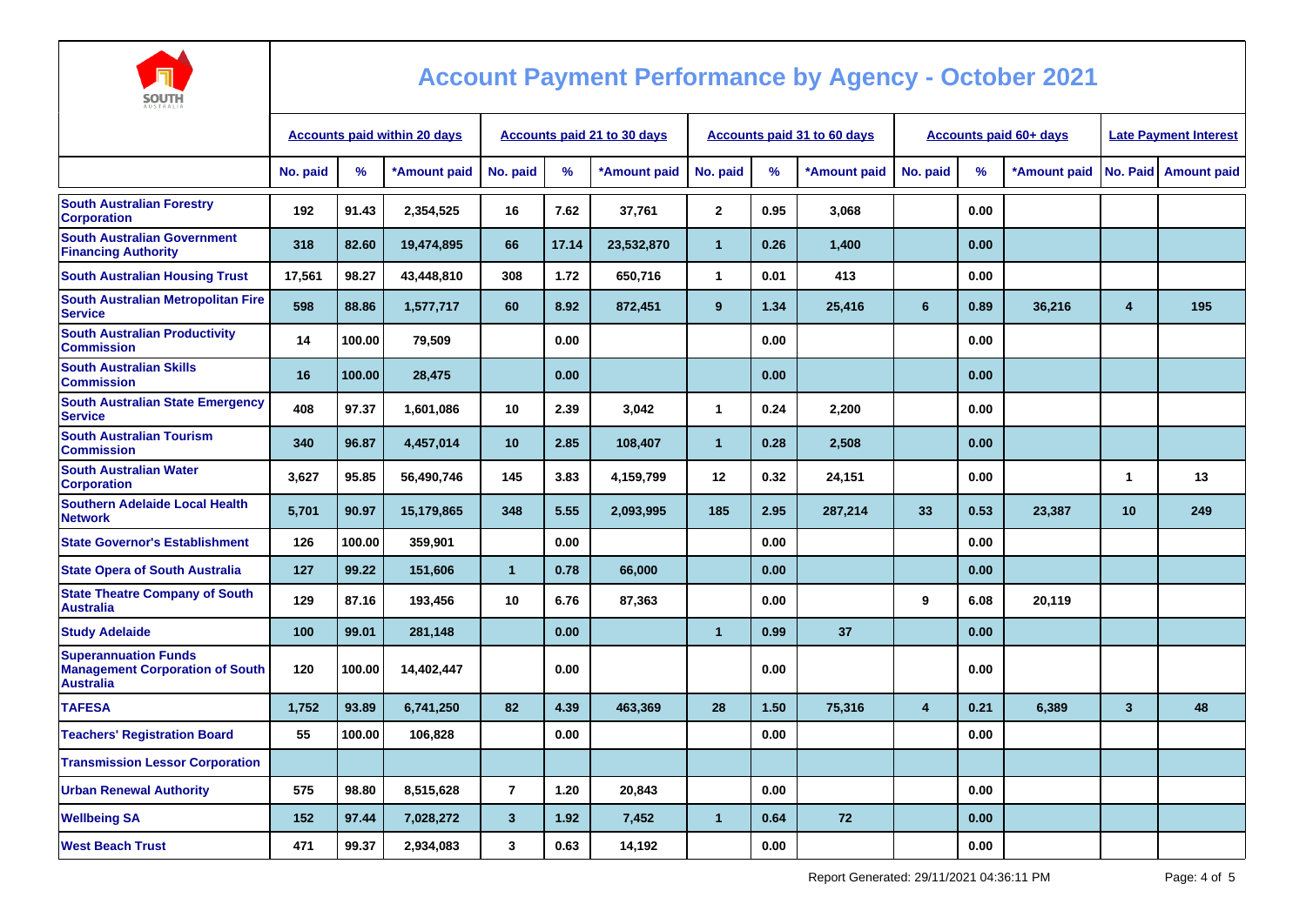# Account Payment Performance by Agency - October 2021

| | Accounts paid within 20 days | | | Accounts paid 21 to 30 days | | | Accounts paid 31 to 60 days | | | Accounts paid 60+ days | | | Late Payment Interest | |
|---|---|---|---|---|---|---|---|---|---|---|---|---|---|---|
| | No. paid | % | *Amount paid | No. paid | % | *Amount paid | No. paid | % | *Amount paid | No. paid | % | *Amount paid | No. Paid | Amount paid |
| South Australian Forestry Corporation | 192 | 91.43 | 2,354,525 | 16 | 7.62 | 37,761 | 2 | 0.95 | 3,068 | | 0.00 | | | |
| South Australian Government Financing Authority | 318 | 82.60 | 19,474,895 | 66 | 17.14 | 23,532,870 | 1 | 0.26 | 1,400 | | 0.00 | | | |
| South Australian Housing Trust | 17,561 | 98.27 | 43,448,810 | 308 | 1.72 | 650,716 | 1 | 0.01 | 413 | | 0.00 | | | |
| South Australian Metropolitan Fire Service | 598 | 88.86 | 1,577,717 | 60 | 8.92 | 872,451 | 9 | 1.34 | 25,416 | 6 | 0.89 | 36,216 | 4 | 195 |
| South Australian Productivity Commission | 14 | 100.00 | 79,509 | | 0.00 | | | 0.00 | | | 0.00 | | | |
| South Australian Skills Commission | 16 | 100.00 | 28,475 | | 0.00 | | | 0.00 | | | 0.00 | | | |
| South Australian State Emergency Service | 408 | 97.37 | 1,601,086 | 10 | 2.39 | 3,042 | 1 | 0.24 | 2,200 | | 0.00 | | | |
| South Australian Tourism Commission | 340 | 96.87 | 4,457,014 | 10 | 2.85 | 108,407 | 1 | 0.28 | 2,508 | | 0.00 | | | |
| South Australian Water Corporation | 3,627 | 95.85 | 56,490,746 | 145 | 3.83 | 4,159,799 | 12 | 0.32 | 24,151 | | 0.00 | | 1 | 13 |
| Southern Adelaide Local Health Network | 5,701 | 90.97 | 15,179,865 | 348 | 5.55 | 2,093,995 | 185 | 2.95 | 287,214 | 33 | 0.53 | 23,387 | 10 | 249 |
| State Governor's Establishment | 126 | 100.00 | 359,901 | | 0.00 | | | 0.00 | | | 0.00 | | | |
| State Opera of South Australia | 127 | 99.22 | 151,606 | 1 | 0.78 | 66,000 | | 0.00 | | | 0.00 | | | |
| State Theatre Company of South Australia | 129 | 87.16 | 193,456 | 10 | 6.76 | 87,363 | | 0.00 | | 9 | 6.08 | 20,119 | | |
| Study Adelaide | 100 | 99.01 | 281,148 | | 0.00 | | 1 | 0.99 | 37 | | 0.00 | | | |
| Superannuation Funds Management Corporation of South Australia | 120 | 100.00 | 14,402,447 | | 0.00 | | | 0.00 | | | 0.00 | | | |
| TAFESA | 1,752 | 93.89 | 6,741,250 | 82 | 4.39 | 463,369 | 28 | 1.50 | 75,316 | 4 | 0.21 | 6,389 | 3 | 48 |
| Teachers' Registration Board | 55 | 100.00 | 106,828 | | 0.00 | | | 0.00 | | | 0.00 | | | |
| Transmission Lessor Corporation | | | | | | | | | | | | | | |
| Urban Renewal Authority | 575 | 98.80 | 8,515,628 | 7 | 1.20 | 20,843 | | 0.00 | | | 0.00 | | | |
| Wellbeing SA | 152 | 97.44 | 7,028,272 | 3 | 1.92 | 7,452 | 1 | 0.64 | 72 | | 0.00 | | | |
| West Beach Trust | 471 | 99.37 | 2,934,083 | 3 | 0.63 | 14,192 | | 0.00 | | | 0.00 | | | |

Report Generated: 29/11/2021 04:36:11 PM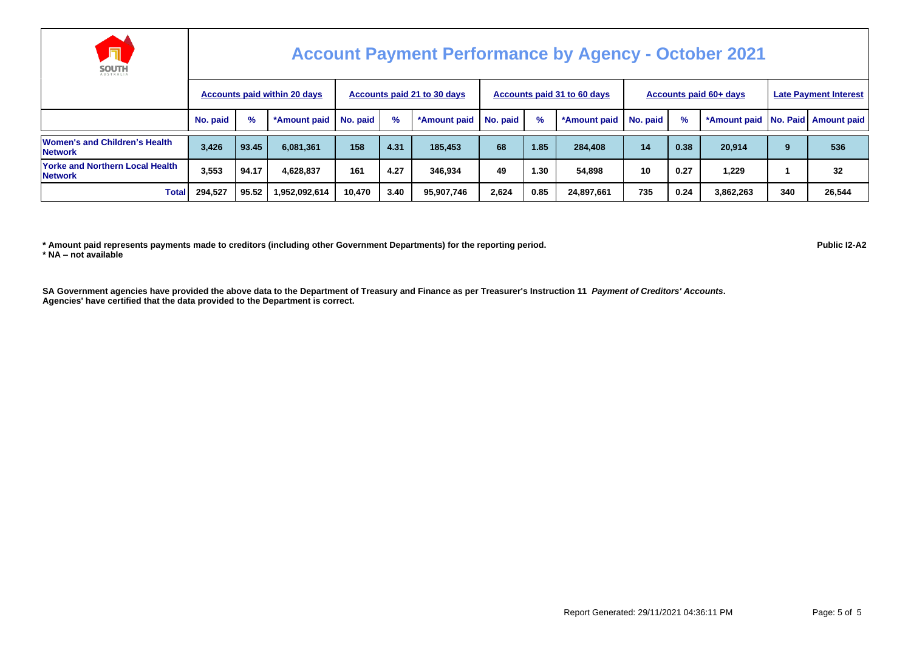# Account Payment Performance by Agency - October 2021

| | Accounts paid within 20 days | | | Accounts paid 21 to 30 days | | | Accounts paid 31 to 60 days | | | Accounts paid 60+ days | | | Late Payment Interest | |
|---|---|---|---|---|---|---|---|---|---|---|---|---|---|---|
| | No. paid | % | *Amount paid | No. paid | % | *Amount paid | No. paid | % | *Amount paid | No. paid | % | *Amount paid | No. Paid | Amount paid |
| Women's and Children's Health Network | 3,426 | 93.45 | 6,081,361 | 158 | 4.31 | 185,453 | 68 | 1.85 | 284,408 | 14 | 0.38 | 20,914 | 9 | 536 |
| Yorke and Northern Local Health Network | 3,553 | 94.17 | 4,628,837 | 161 | 4.27 | 346,934 | 49 | 1.30 | 54,898 | 10 | 0.27 | 1,229 | 1 | 32 |
| Total | 294,527 | 95.52 | 1,952,092,614 | 10,470 | 3.40 | 95,907,746 | 2,624 | 0.85 | 24,897,661 | 735 | 0.24 | 3,862,263 | 340 | 26,544 |

**\* Amount paid represents payments made to creditors (including other Government Departments) for the reporting period.**
**\* NA – not available**

**Public I2-A2**

**SA Government agencies have provided the above data to the Department of Treasury and Finance as per Treasurer's Instruction 11 *Payment of Creditors' Accounts*.**
**Agencies' have certified that the data provided to the Department is correct.**

Report Generated: 29/11/2021 04:36:11 PM